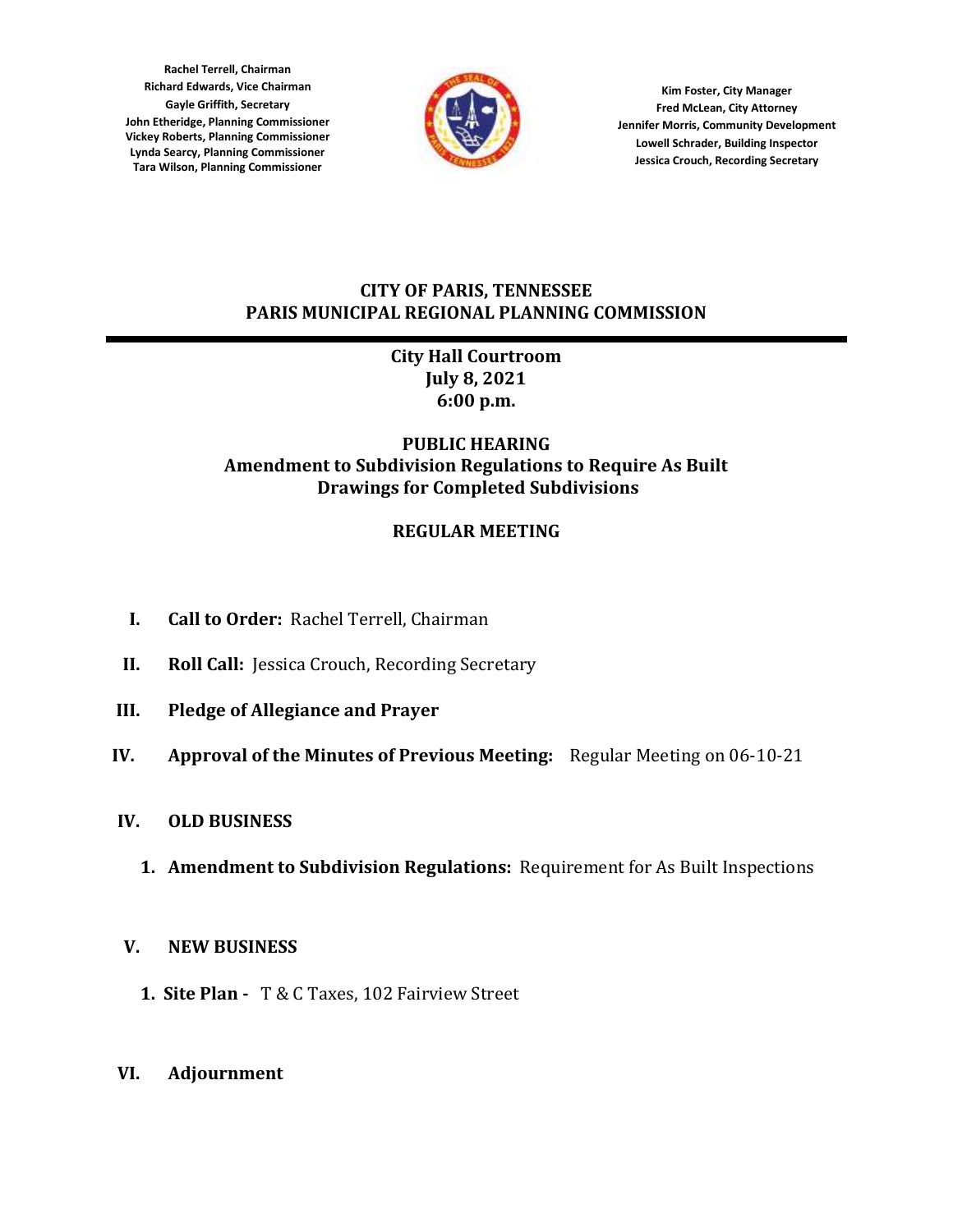**Rachel Terrell, Chairman**
**Richard Edwards, Vice Chairman**
**Gayle Griffith, Secretary**
**John Etheridge, Planning Commissioner**
**Vickey Roberts, Planning Commissioner**
**Lynda Searcy, Planning Commissioner**
**Tara Wilson, Planning Commissioner**

**Kim Foster, City Manager**
**Fred McLean, City Attorney**
**Jennifer Morris, Community Development**
**Lowell Schrader, Building Inspector**
**Jessica Crouch, Recording Secretary**

# CITY OF PARIS, TENNESSEE
# PARIS MUNICIPAL REGIONAL PLANNING COMMISSION

---

**City Hall Courtroom**
**July 8, 2021**
**6:00 p.m.**

## PUBLIC HEARING
## Amendment to Subdivision Regulations to Require As Built Drawings for Completed Subdivisions

## REGULAR MEETING

I. **Call to Order:** Rachel Terrell, Chairman

II. **Roll Call:** Jessica Crouch, Recording Secretary

III. **Pledge of Allegiance and Prayer**

IV. **Approval of the Minutes of Previous Meeting:** Regular Meeting on 06-10-21

IV. **OLD BUSINESS**

  1. **Amendment to Subdivision Regulations:** Requirement for As Built Inspections

V. **NEW BUSINESS**

  1. **Site Plan -** T & C Taxes, 102 Fairview Street

VI. **Adjournment**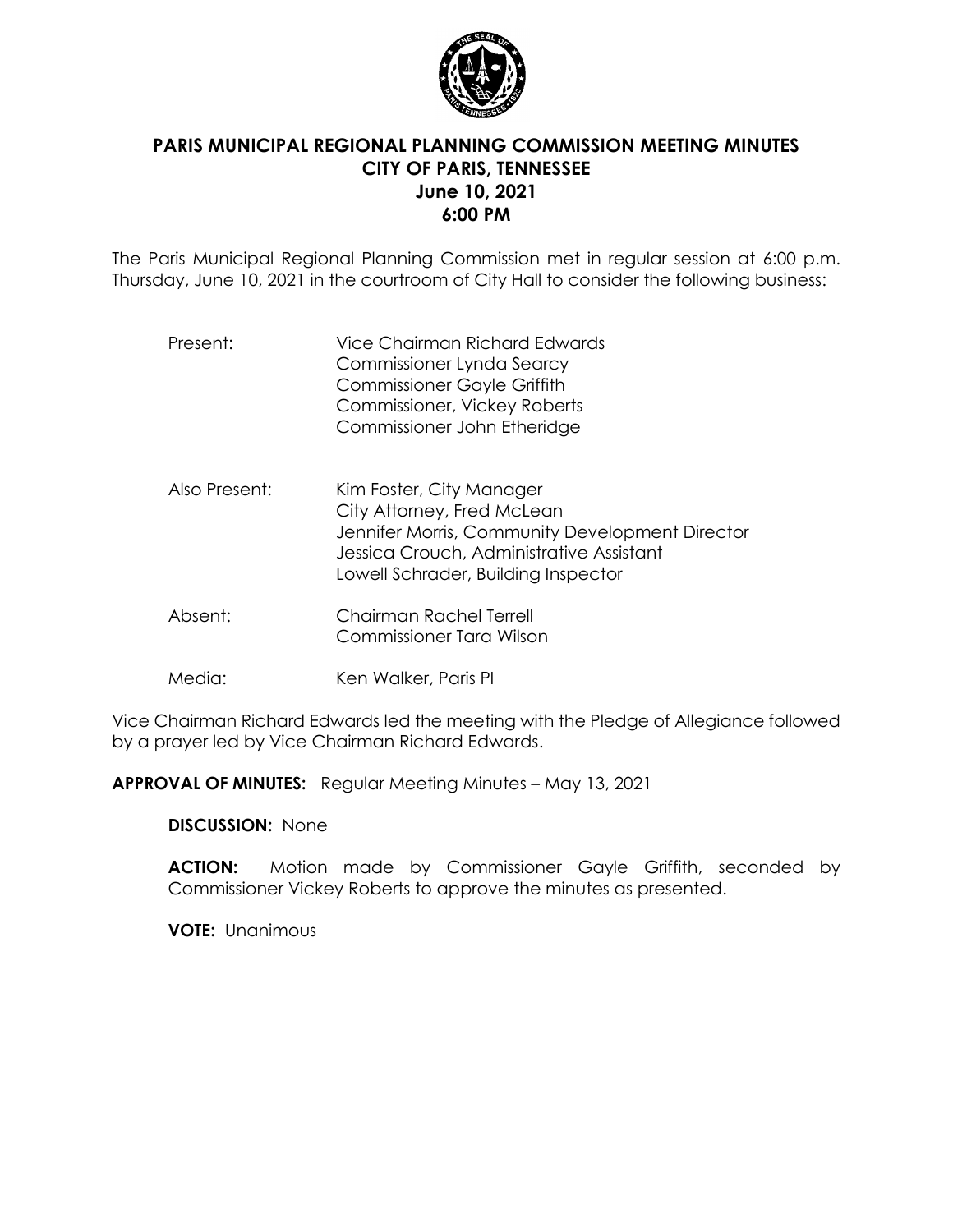# PARIS MUNICIPAL REGIONAL PLANNING COMMISSION MEETING MINUTES
## CITY OF PARIS, TENNESSEE
## June 10, 2021
## 6:00 PM

The Paris Municipal Regional Planning Commission met in regular session at 6:00 p.m. Thursday, June 10, 2021 in the courtroom of City Hall to consider the following business:

| | |
|---|---|
| Present: | Vice Chairman Richard Edwards<br>Commissioner Lynda Searcy<br>Commissioner Gayle Griffith<br>Commissioner, Vickey Roberts<br>Commissioner John Etheridge |
| Also Present: | Kim Foster, City Manager<br>City Attorney, Fred McLean<br>Jennifer Morris, Community Development Director<br>Jessica Crouch, Administrative Assistant<br>Lowell Schrader, Building Inspector |
| Absent: | Chairman Rachel Terrell<br>Commissioner Tara Wilson |
| Media: | Ken Walker, Paris PI |

Vice Chairman Richard Edwards led the meeting with the Pledge of Allegiance followed by a prayer led by Vice Chairman Richard Edwards.

**APPROVAL OF MINUTES:** Regular Meeting Minutes – May 13, 2021

**DISCUSSION:** None

**ACTION:** Motion made by Commissioner Gayle Griffith, seconded by Commissioner Vickey Roberts to approve the minutes as presented.

**VOTE:** Unanimous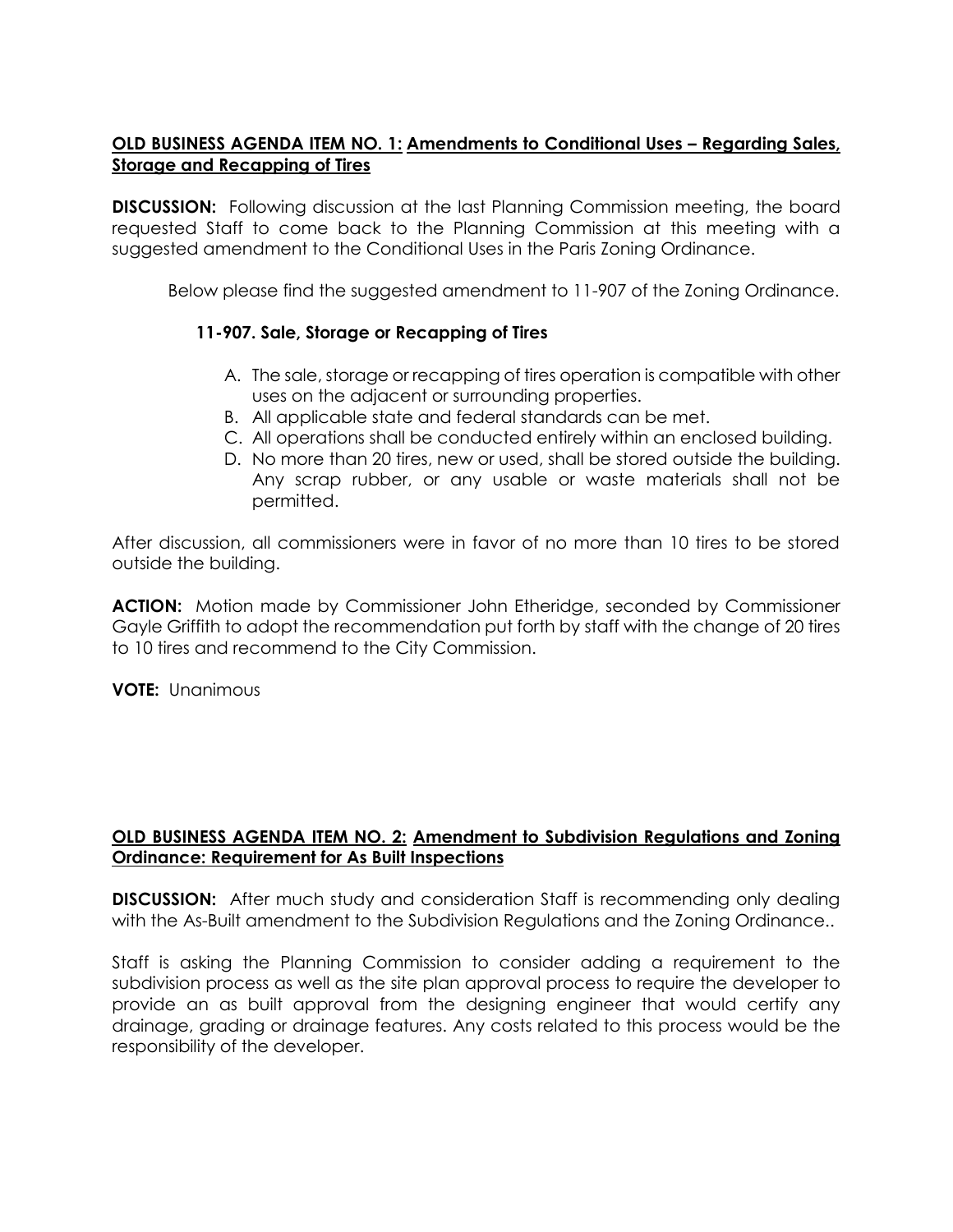**<u>OLD BUSINESS AGENDA ITEM NO. 1:</u> <u>Amendments to Conditional Uses – Regarding Sales, Storage and Recapping of Tires</u>**

**DISCUSSION:** Following discussion at the last Planning Commission meeting, the board requested Staff to come back to the Planning Commission at this meeting with a suggested amendment to the Conditional Uses in the Paris Zoning Ordinance.

Below please find the suggested amendment to 11-907 of the Zoning Ordinance.

**11-907. Sale, Storage or Recapping of Tires**

A. The sale, storage or recapping of tires operation is compatible with other uses on the adjacent or surrounding properties.
B. All applicable state and federal standards can be met.
C. All operations shall be conducted entirely within an enclosed building.
D. No more than 20 tires, new or used, shall be stored outside the building. Any scrap rubber, or any usable or waste materials shall not be permitted.

After discussion, all commissioners were in favor of no more than 10 tires to be stored outside the building.

**ACTION:** Motion made by Commissioner John Etheridge, seconded by Commissioner Gayle Griffith to adopt the recommendation put forth by staff with the change of 20 tires to 10 tires and recommend to the City Commission.

**VOTE:** Unanimous

**<u>OLD BUSINESS AGENDA ITEM NO. 2:</u> <u>Amendment to Subdivision Regulations and Zoning Ordinance: Requirement for As Built Inspections</u>**

**DISCUSSION:** After much study and consideration Staff is recommending only dealing with the As-Built amendment to the Subdivision Regulations and the Zoning Ordinance..

Staff is asking the Planning Commission to consider adding a requirement to the subdivision process as well as the site plan approval process to require the developer to provide an as built approval from the designing engineer that would certify any drainage, grading or drainage features. Any costs related to this process would be the responsibility of the developer.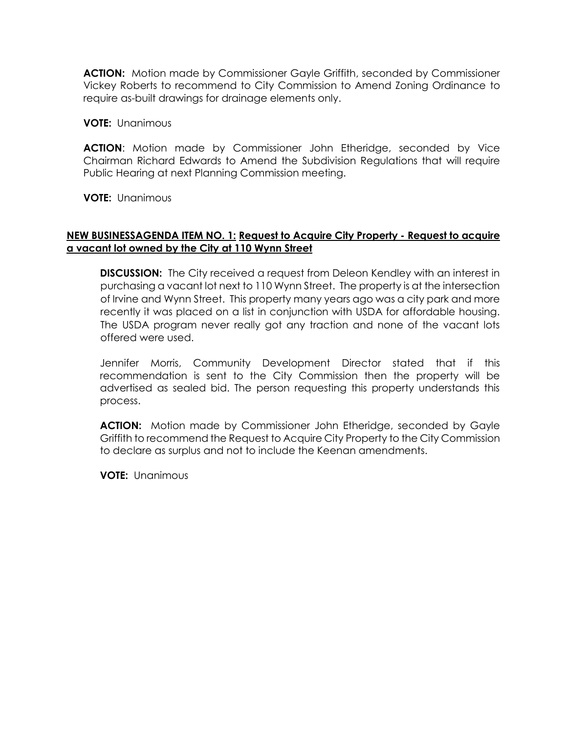**ACTION:** Motion made by Commissioner Gayle Griffith, seconded by Commissioner Vickey Roberts to recommend to City Commission to Amend Zoning Ordinance to require as-built drawings for drainage elements only.

**VOTE:** Unanimous

**ACTION**: Motion made by Commissioner John Etheridge, seconded by Vice Chairman Richard Edwards to Amend the Subdivision Regulations that will require Public Hearing at next Planning Commission meeting.

**VOTE:** Unanimous

**NEW BUSINESSAGENDA ITEM NO. 1: Request to Acquire City Property - Request to acquire a vacant lot owned by the City at 110 Wynn Street**

**DISCUSSION:** The City received a request from Deleon Kendley with an interest in purchasing a vacant lot next to 110 Wynn Street. The property is at the intersection of Irvine and Wynn Street. This property many years ago was a city park and more recently it was placed on a list in conjunction with USDA for affordable housing. The USDA program never really got any traction and none of the vacant lots offered were used.

Jennifer Morris, Community Development Director stated that if this recommendation is sent to the City Commission then the property will be advertised as sealed bid. The person requesting this property understands this process.

**ACTION:** Motion made by Commissioner John Etheridge, seconded by Gayle Griffith to recommend the Request to Acquire City Property to the City Commission to declare as surplus and not to include the Keenan amendments.

**VOTE:** Unanimous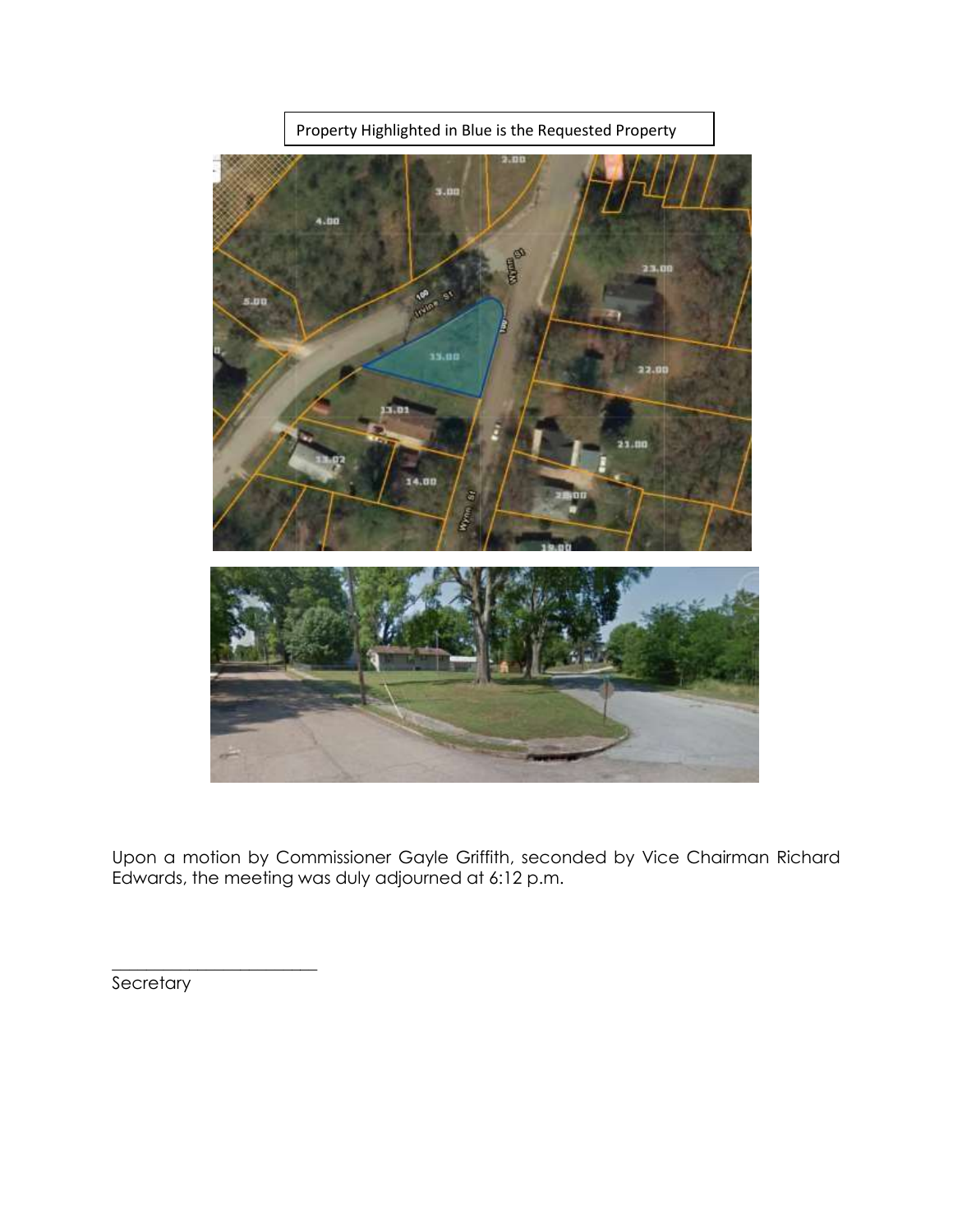Property Highlighted in Blue is the Requested Property

Upon a motion by Commissioner Gayle Griffith, seconded by Vice Chairman Richard Edwards, the meeting was duly adjourned at 6:12 p.m.

_________________________

Secretary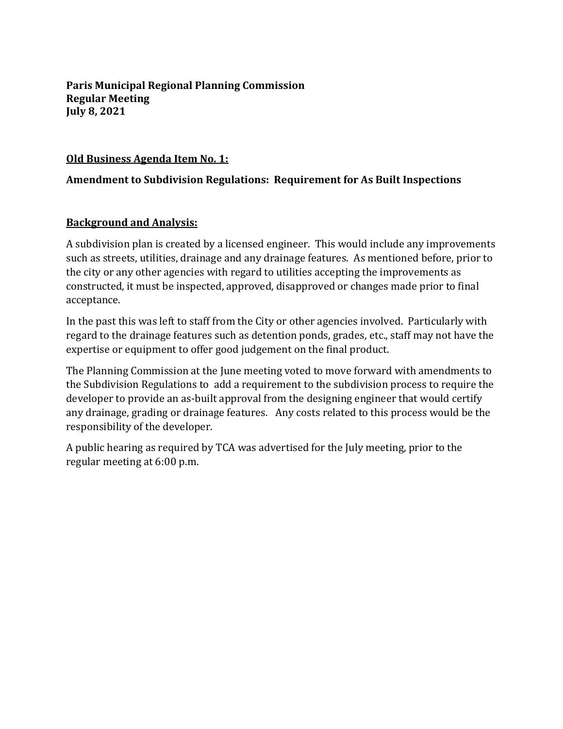**Paris Municipal Regional Planning Commission**
**Regular Meeting**
**July 8, 2021**

**Old Business Agenda Item No. 1:**

**Amendment to Subdivision Regulations: Requirement for As Built Inspections**

**Background and Analysis:**

A subdivision plan is created by a licensed engineer. This would include any improvements such as streets, utilities, drainage and any drainage features. As mentioned before, prior to the city or any other agencies with regard to utilities accepting the improvements as constructed, it must be inspected, approved, disapproved or changes made prior to final acceptance.

In the past this was left to staff from the City or other agencies involved. Particularly with regard to the drainage features such as detention ponds, grades, etc., staff may not have the expertise or equipment to offer good judgement on the final product.

The Planning Commission at the June meeting voted to move forward with amendments to the Subdivision Regulations to add a requirement to the subdivision process to require the developer to provide an as-built approval from the designing engineer that would certify any drainage, grading or drainage features. Any costs related to this process would be the responsibility of the developer.

A public hearing as required by TCA was advertised for the July meeting, prior to the regular meeting at 6:00 p.m.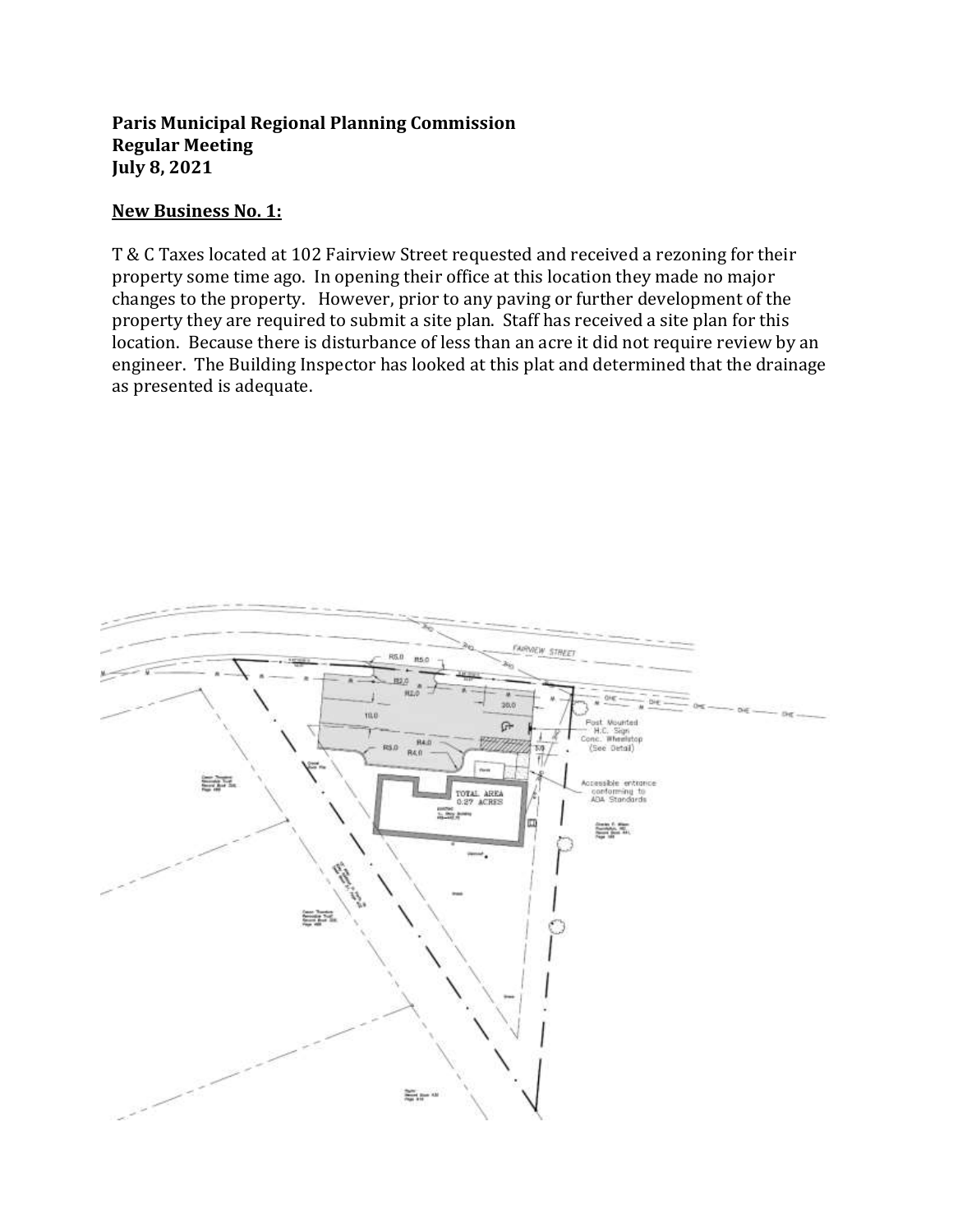**Paris Municipal Regional Planning Commission**
**Regular Meeting**
**July 8, 2021**

**New Business No. 1:**

T & C Taxes located at 102 Fairview Street requested and received a rezoning for their property some time ago. In opening their office at this location they made no major changes to the property. However, prior to any paving or further development of the property they are required to submit a site plan. Staff has received a site plan for this location. Because there is disturbance of less than an acre it did not require review by an engineer. The Building Inspector has looked at this plat and determined that the drainage as presented is adequate.

FAIRVIEW STREET

Post Mounted H.C. Sign Conc. Wheelstop (See Detail)

Accessible entrance conforming to ADA Standards

TOTAL AREA 0.27 ACRES